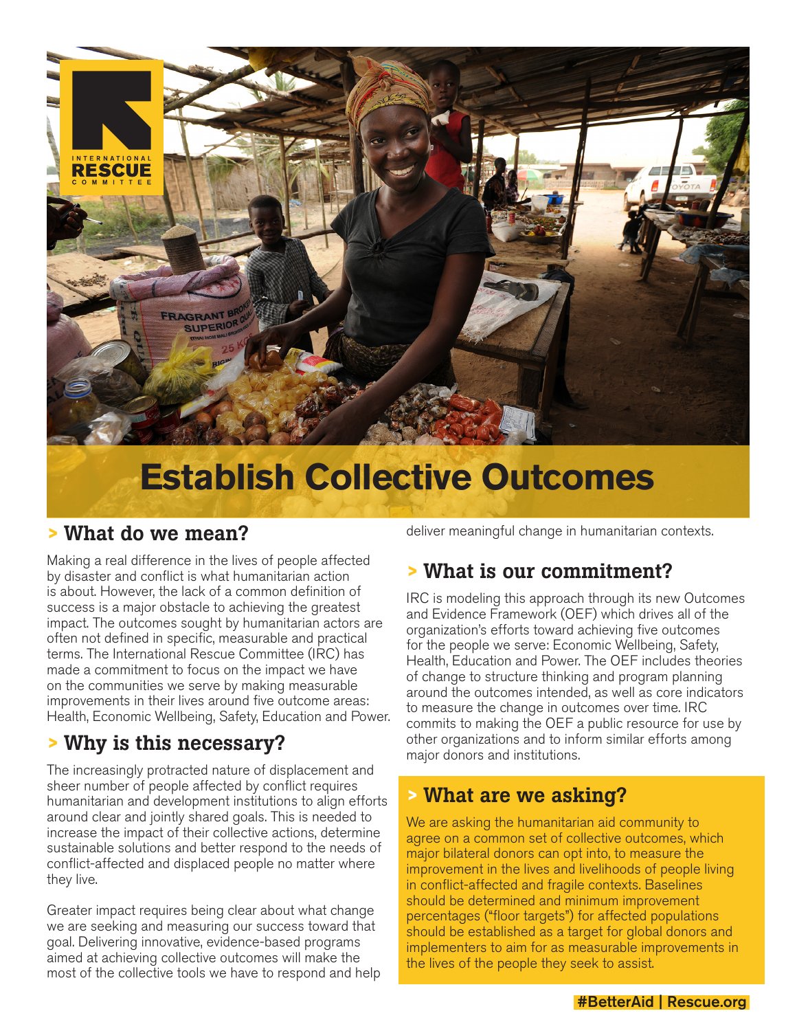# Establish Collective Outcomes

## > What do we mean?

Making a real difference in the lives of people affected by disaster and conflict is what humanitarian action is about. However, the lack of a common definition of success is a major obstacle to achieving the greatest impact. The outcomes sought by humanitarian actors are often not defined in specific, measurable and practical terms. The International Rescue Committee (IRC) has made a commitment to focus on the impact we have on the communities we serve by making measurable improvements in their lives around five outcome areas: Health, Economic Wellbeing, Safety, Education and Power.

## > Why is this necessary?

The increasingly protracted nature of displacement and sheer number of people affected by conflict requires humanitarian and development institutions to align efforts around clear and jointly shared goals. This is needed to increase the impact of their collective actions, determine sustainable solutions and better respond to the needs of conflict-affected and displaced people no matter where they live.

Greater impact requires being clear about what change we are seeking and measuring our success toward that goal. Delivering innovative, evidence-based programs aimed at achieving collective outcomes will make the most of the collective tools we have to respond and help deliver meaningful change in humanitarian contexts.

## > What is our commitment?

IRC is modeling this approach through its new Outcomes and Evidence Framework (OEF) which drives all of the organization's efforts toward achieving five outcomes for the people we serve: Economic Wellbeing, Safety, Health, Education and Power. The OEF includes theories of change to structure thinking and program planning around the outcomes intended, as well as core indicators to measure the change in outcomes over time. IRC commits to making the OEF a public resource for use by other organizations and to inform similar efforts among major donors and institutions.

## > What are we asking?

We are asking the humanitarian aid community to agree on a common set of collective outcomes, which major bilateral donors can opt into, to measure the improvement in the lives and livelihoods of people living in conflict-affected and fragile contexts. Baselines should be determined and minimum improvement percentages ("floor targets") for affected populations should be established as a target for global donors and implementers to aim for as measurable improvements in the lives of the people they seek to assist.

#BetterAid | Rescue.org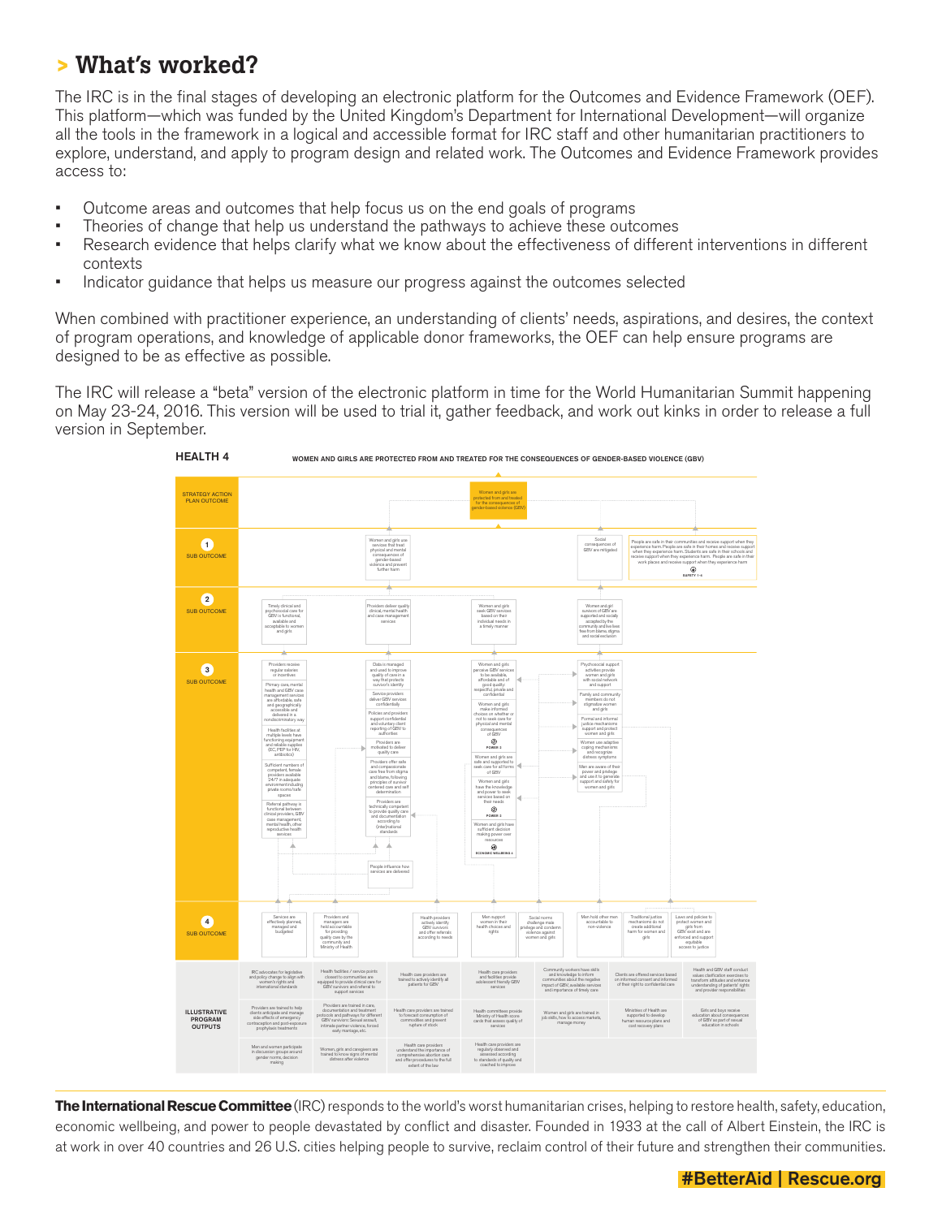## > What's worked?

The IRC is in the final stages of developing an electronic platform for the Outcomes and Evidence Framework (OEF). This platform—which was funded by the United Kingdom's Department for International Development—will organize all the tools in the framework in a logical and accessible format for IRC staff and other humanitarian practitioners to explore, understand, and apply to program design and related work. The Outcomes and Evidence Framework provides access to:

- Outcome areas and outcomes that help focus us on the end goals of programs
- Theories of change that help us understand the pathways to achieve these outcomes
- Research evidence that helps clarify what we know about the effectiveness of different interventions in different contexts
- Indicator guidance that helps us measure our progress against the outcomes selected

When combined with practitioner experience, an understanding of clients' needs, aspirations, and desires, the context of program operations, and knowledge of applicable donor frameworks, the OEF can help ensure programs are designed to be as effective as possible.

The IRC will release a "beta" version of the electronic platform in time for the World Humanitarian Summit happening on May 23-24, 2016. This version will be used to trial it, gather feedback, and work out kinks in order to release a full version in September.

**HEALTH 4** — WOMEN AND GIRLS ARE PROTECTED FROM AND TREATED FOR THE CONSEQUENCES OF GENDER-BASED VIOLENCE (GBV)

STRATEGY ACTION PLAN OUTCOME

Women and girls are protected from and treated for the consequences of gender-based violence (GBV)

1 SUB OUTCOME

Women and girls use services that treat physical and mental consequences of gender-based violence and prevent further harm

Social consequences of GBV are mitigated

People are safe in their communities and receive support when they experience harm. People are safe in their homes and receive support when they experience harm. Students are safe in their schools and receive support when they experience harm. People are safe in their work places and receive support when they experience harm

SAFETY 1-4

2 SUB OUTCOME

Timely clinical and psychosocial care for GBV is functional, available and acceptable to women and girls

Providers deliver quality clinical, mental health and case management services

Women and girls seek GBV services based on their individual needs in a timely manner

Women and girl survivors of GBV are supported and socially accepted by the community and live lives free from blame, stigma and social exclusion

3 SUB OUTCOME

Providers receive regular salaries or incentives

Primary care, mental health and GBV case management services are affordable, safe and geographically accessible and delivered in a nondiscriminatory way

Health facilities at multiple levels have functioning equipment and reliable supplies (EC, PEP for HIV, antibiotics)

Sufficient numbers of competent, female providers available 24/7 in adequate environment including private rooms/safe spaces

Referral pathway is functional between clinical providers, GBV case management, mental health, other reproductive health services

Data is managed and used to improve quality of care in a way that protects survivor's identity

Service providers deliver GBV services confidentially

Policies and providers support confidential and voluntary client reporting of GBV to authorities

Providers are motivated to deliver quality care

Providers offer safe and compassionate care free from stigma and blame, following principles of survivor centered care and self determination

Providers are technically competent to provide quality care and documentation according to (inter)national standards

People influence how services are delivered

Women and girls perceive GBV services to be available, affordable and of good quality: respectful, private and confidential

Women and girls make informed choices on whether or not to seek care for physical and mental consequences of GBV

POWER 5

Women and girls are safe and supported to seek care for all forms of GBV

Women and girls have the knowledge and power to seek services based on their needs

POWER 2

Women and girls have sufficient decision making power over resources

ECONOMIC WELLBEING 4

Psychosocial support activities provide women and girls with social network and support

Family and community members do not stigmatize women and girls

Formal and informal justice mechanisms support and protect women and girls

Women use adaptive coping mechanisms and recognize distress symptoms

Men are aware of their power and privilege and use it to generate support and safety for women and girls

4 SUB OUTCOME

Services are effectively planned, managed and budgeted

Providers and managers are held accountable for providing quality care by the community and Ministry of Health

Health providers actively identify GBV survivors and offer referrals according to needs

Men support women in their health choices and rights

Social norms challenge male privilege and condemn violence against women and girls

Men hold other men accountable to non-violence

Traditional justice mechanisms do not create additional harm for women and girls

Laws and policies to protect women and girls from GBV exist and are enforced and support equitable access to justice

ILLUSTRATIVE PROGRAM OUTPUTS

IRC advocates for legislative and policy change to align with women's rights and international standards

Health facilities / service points closest to communities are equipped to provide clinical care for GBV survivors and referral to support services

Health care providers are trained to actively identify all patients for GBV

Health care providers and facilities provide adolescent friendly GBV services

Community workers have skills and knowledge to inform communities about the negative impact of GBV, available services and importance of timely care

Clients are offered services based on informed consent and informed of their right to confidential care

Health and GBV staff conduct values clarification exercises to transform attitudes and enhance understanding of patients' rights and provider responsibilities

Providers are trained to help clients anticipate and manage side effects of emergency contraception and post-exposure prophylaxis treatments

Providers are trained in care, documentation and treatment protocols and pathways for different GBV survivors: Sexual assault, intimate partner violence, forced early marriage, etc.

Health care providers are trained to forecast consumption of commodities and prevent rupture of stock

Health committees provide Ministry of Health score cards that assess quality of services

Women and girls are trained in job skills, how to access markets, manage money

Ministries of Health are supported to develop human resource plans and cost recovery plans

Girls and boys receive education about consequences of GBV as part of sexual education in schools

Men and women participate in discussion groups around gender norms, decision making

Women, girls and caregivers are trained to know signs of mental distress after violence

Health care providers understand the importance of comprehensive abortion care and offer procedures to the full extent of the law

Health care providers are regularly observed and assessed according to standards of quality and coached to improve

**The International Rescue Committee** (IRC) responds to the world's worst humanitarian crises, helping to restore health, safety, education, economic wellbeing, and power to people devastated by conflict and disaster. Founded in 1933 at the call of Albert Einstein, the IRC is at work in over 40 countries and 26 U.S. cities helping people to survive, reclaim control of their future and strengthen their communities.

**#BetterAid | Rescue.org**